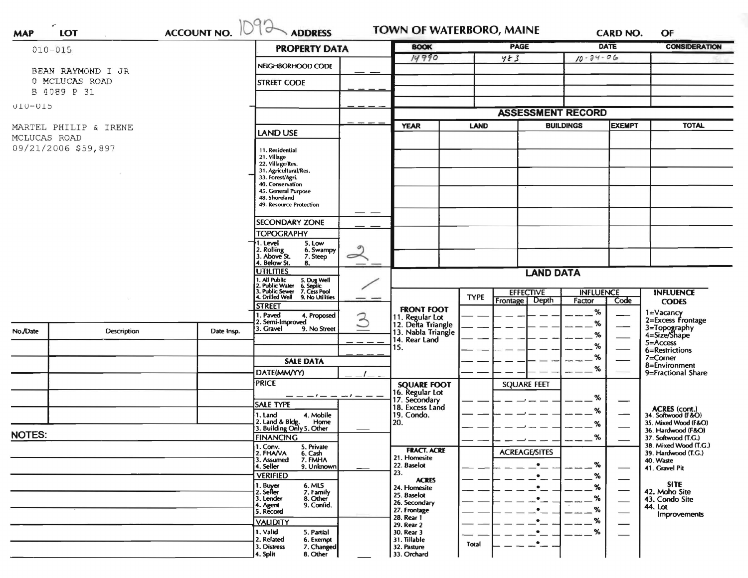| MAP | LOT | ACCOUNT NO. 1092 | ADDRESS | TOWN OF WATERBORO, MAINE | CARD NO. | OF |
|---|---|---|---|---|---|---|

010-015

BEAN RAYMOND I JR
0 MCLUCAS ROAD
B 4089 P 31

010-015

MARTEL PHILIP & IRENE
MCLUCAS ROAD
09/21/2006 $59,897

## PROPERTY DATA

| Field | Value |
|---|---|
| NEIGHBORHOOD CODE | |
| STREET CODE | |
| | |
| | |

**LAND USE**

11. Residential
21. Village
22. Village/Res.
31. Agricultural/Res.
33. Forest/Agri.
40. Conservation
45. General Purpose
48. Shoreland
49. Resource Protection

**SECONDARY ZONE**

**TOPOGRAPHY**: 2

1. Level
2. Rolling
3. Above St.
4. Below St.
5. Low
6. Swampy
7. Steep
8.

**UTILITIES**: /

1. All Public
2. Public Water
3. Public Sewer
4. Drilled Well
5. Dug Well
6. Septic
7. Cess Pool
9. No Utilities

**STREET**: 3

1. Paved
2. Semi-Improved
3. Gravel
4. Proposed
9. No Street

## SALE DATA

DATE(MM/YY): __/__

PRICE: ___,___,___

**SALE TYPE**

1. Land
2. Land & Bldg.
3. Building Only
4. Mobile Home
5. Other

**FINANCING**

1. Conv.
2. FHA/VA
3. Assumed
4. Seller
5. Private
6. Cash
7. FMHA
9. Unknown

**VERIFIED**

1. Buyer
2. Seller
3. Lender
4. Agent
5. Record
6. MLS
7. Family
8. Other
9. Confid.

**VALIDITY**

1. Valid
2. Related
3. Distress
4. Split
5. Partial
6. Exempt
7. Changed
8. Other

| BOOK | PAGE | DATE | CONSIDERATION |
|---|---|---|---|
| 14990 | 483 | 10-24-06 | |
| | | | |
| | | | |
| | | | |
| | | | |

## ASSESSMENT RECORD

| YEAR | LAND | BUILDINGS | EXEMPT | TOTAL |
|---|---|---|---|---|
| | | | | |
| | | | | |
| | | | | |
| | | | | |
| | | | | |
| | | | | |

## LAND DATA

| | TYPE | EFFECTIVE Frontage | EFFECTIVE Depth | INFLUENCE Factor | INFLUENCE Code |
|---|---|---|---|---|---|
| **FRONT FOOT** 11. Regular Lot 12. Delta Triangle 13. Nabla Triangle 14. Rear Land 15. | | | | % | |
| **SQUARE FOOT** 16. Regular Lot 17. Secondary 18. Excess Land 19. Condo. 20. | | SQUARE FEET | | % | |
| **FRACT. ACRE** 21. Homesite 22. Baselot 23. **ACRES** 24. Homesite 25. Baselot 26. Secondary 27. Frontage 28. Rear 1 29. Rear 2 30. Rear 3 31. Tillable 32. Pasture 33. Orchard | Total | ACREAGE/SITES | | % | |

**INFLUENCE CODES**

1=Vacancy
2=Excess Frontage
3=Topography
4=Size/Shape
5=Access
6=Restrictions
7=Corner
8=Environment
9=Fractional Share

**ACRES (cont.)**

34. Softwood (F&O)
35. Mixed Wood (F&O)
36. Hardwood (F&O)
37. Softwood (T.G.)
38. Mixed Wood (T.G.)
39. Hardwood (T.G.)
40. Waste
41. Gravel Pit

**SITE**

42. Moho Site
43. Condo Site
44. Lot Improvements

| No./Date | Description | Date Insp. |
|---|---|---|
| | | |
| | | |
| | | |
| | | |
| | | |
| | | |

**NOTES:**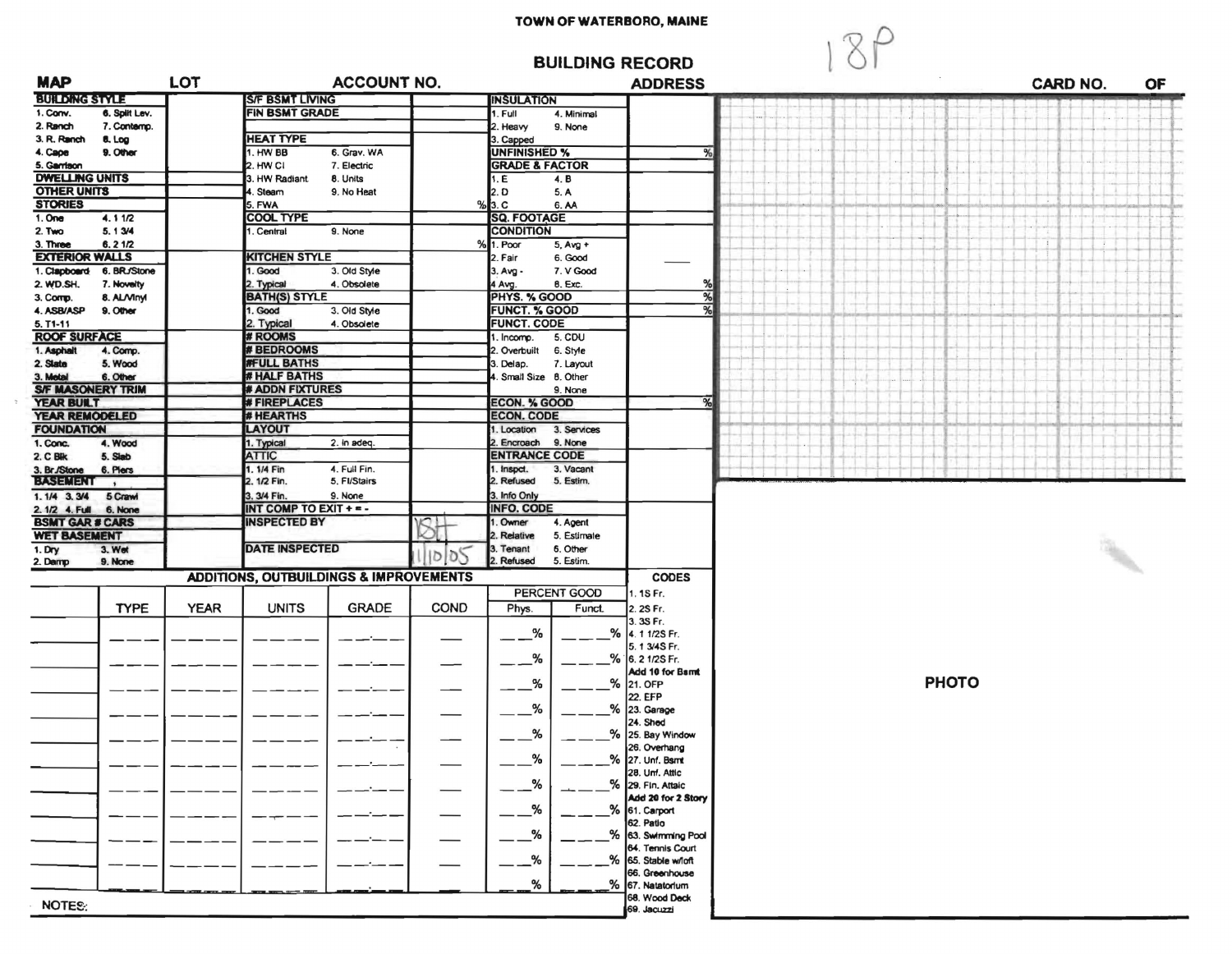# TOWN OF WATERBORO, MAINE

## BUILDING RECORD

18P

MAP | LOT | ACCOUNT NO. | ADDRESS | CARD NO. | OF

| | | | | | |
|---|---|---|---|---|---|
| **BUILDING STYLE** 1. Conv. 6. Split Lev. 2. Ranch 7. Contemp. 3. R. Ranch 8. Log 4. Cape 9. Other 5. Garrison | | **S/F BSMT LIVING** | | **INSULATION** 1. Full 4. Minimal 2. Heavy 9. None 3. Capped | |
| **DWELLING UNITS** | | **FIN BSMT GRADE** | | **UNFINISHED %** | % |
| **OTHER UNITS** | | **HEAT TYPE** 1. HW BB 6. Grav. WA 2. HW CI 7. Electric 3. HW Radiant 8. Units 4. Steam 9. No Heat 5. FWA | % | **GRADE & FACTOR** 1. E 4. B 2. D 5. A 3. C 6. AA | |
| **STORIES** 1. One 4. 1 1/2 2. Two 5. 1 3/4 3. Three 6. 2 1/2 | | **COOL TYPE** 1. Central 9. None | % | **SQ. FOOTAGE** | |
| **EXTERIOR WALLS** 1. Clapboard 6. BR/Stone 2. WD.SH. 7. Novelty 3. Comp. 8. AL/Vinyl 4. ASB/ASP 9. Other 5. T1-11 | | **KITCHEN STYLE** 1. Good 3. Old Style 2. Typical 4. Obsolete | | **CONDITION** 1. Poor 5. Avg + 2. Fair 6. Good 3. Avg - 7. V Good 4 Avg. 8. Exc. | |
| | | **BATH(S) STYLE** 1. Good 3. Old Style 2. Typical 4. Obsolete | | **PHYS. % GOOD** | % |
| | | | | **FUNCT. % GOOD** | % |
| **ROOF SURFACE** 1. Asphalt 4. Comp. 2. Slate 5. Wood 3. Metal 6. Other | | **# ROOMS** | | **FUNCT. CODE** 1. Incomp. 5. CDU 2. Overbuilt 6. Style 3. Delap. 7. Layout 4. Small Size 8. Other 9. None | |
| | | **# BEDROOMS** | | | |
| | | **#FULL BATHS** | | | |
| | | **# HALF BATHS** | | | |
| **S/F MASONERY TRIM** | | **# ADDN FIXTURES** | | | |
| **YEAR BUILT** | | **# FIREPLACES** | | **ECON. % GOOD** | % |
| **YEAR REMODELED** | | **# HEARTHS** | | **ECON. CODE** 1. Location 3. Services 2. Encroach 9. None | |
| **FOUNDATION** 1. Conc. 4. Wood 2. C Blk 5. Slab 3. Br./Stone 6. Piers | | **LAYOUT** 1. Typical 2. In adeq. | | | |
| | | **ATTIC** 1. 1/4 Fin 4. Full Fin. 2. 1/2 Fin. 5. Fl/Stairs 3. 3/4 Fin. 9. None | | **ENTRANCE CODE** 1. Inspct. 3. Vacant 2. Refused 5. Estim. 3. Info Only | |
| **BASEMENT** 1. 1/4 3. 3/4 5 Crawl 2. 1/2 4. Full 6. None | | **INT COMP TO EXIT + = -** | | | |
| **BSMT GAR # CARS** | | **INSPECTED BY** | BSH | **INFO. CODE** 1. Owner 4. Agent 2. Relative 5. Estimate 3. Tenant 6. Other 2. Refused 5. Estim. | |
| **WET BASEMENT** 1. Dry 3. Wet 2. Damp 9. None | | **DATE INSPECTED** | 1/10/05 | | |

### ADDITIONS, OUTBUILDINGS & IMPROVEMENTS

| | TYPE | YEAR | UNITS | GRADE | COND | PERCENT GOOD Phys. | Funct. |
|---|---|---|---|---|---|---|---|
| | | | | | | % | % |
| | | | | | | % | % |
| | | | | | | % | % |
| | | | | | | % | % |
| | | | | | | % | % |
| | | | | | | % | % |
| | | | | | | % | % |
| | | | | | | % | % |
| | | | | | | % | % |
| | | | | | | % | % |
| | | | | | | % | % |

**CODES**
1. 1S Fr.
2. 2S Fr.
3. 3S Fr.
4. 1 1/2S Fr.
5. 1 3/4S Fr.
6. 2 1/2S Fr.

**Add 10 for Bsmt**
21. OFP
22. EFP
23. Garage
24. Shed
25. Bay Window
26. Overhang
27. Unf. Bsmt
28. Unf. Attic
29. Fin. Attaic

**Add 20 for 2 Story**
61. Carport
62. Patio
63. Swimming Pool
64. Tennis Court
65. Stable w/loft
66. Greenhouse
67. Natatorium
68. Wood Deck
69. Jacuzzi

NOTES:

PHOTO